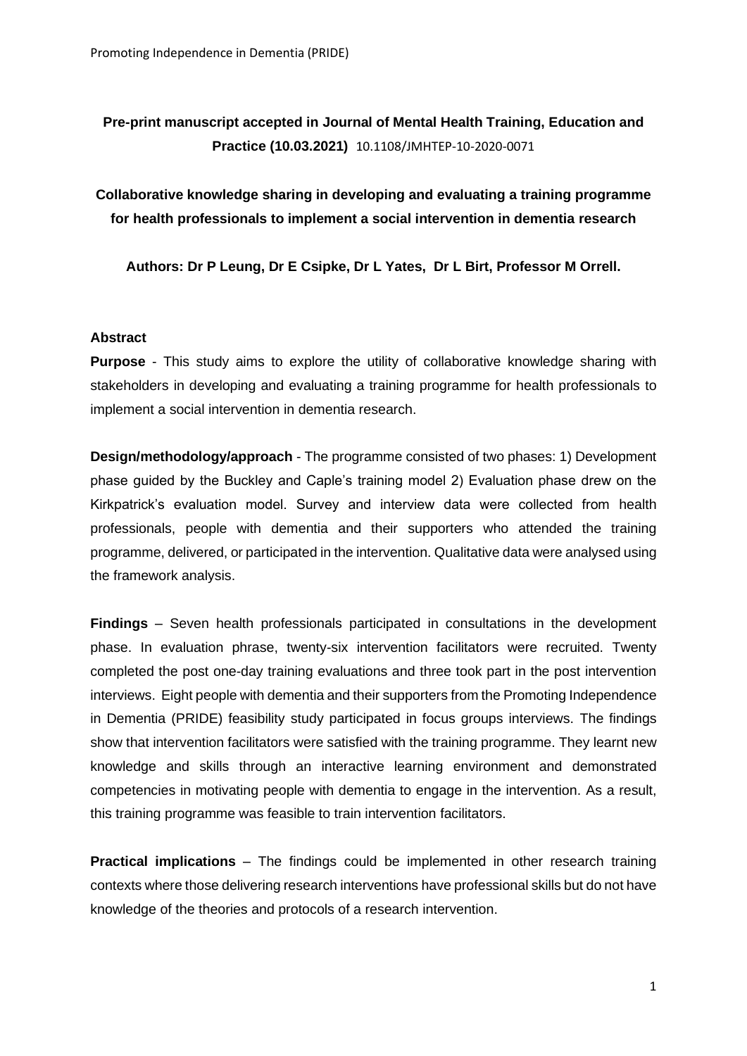**Pre-print manuscript accepted in Journal of Mental Health Training, Education and Practice (10.03.2021)** 10.1108/JMHTEP-10-2020-0071

# Collaborative knowledge sharing in developing and evaluating a training programme for health professionals to implement a social intervention in dementia research

**Authors: Dr P Leung, Dr E Csipke, Dr L Yates, Dr L Birt, Professor M Orrell.**

## Abstract

**Purpose** - This study aims to explore the utility of collaborative knowledge sharing with stakeholders in developing and evaluating a training programme for health professionals to implement a social intervention in dementia research.

**Design/methodology/approach** - The programme consisted of two phases: 1) Development phase guided by the Buckley and Caple's training model 2) Evaluation phase drew on the Kirkpatrick's evaluation model. Survey and interview data were collected from health professionals, people with dementia and their supporters who attended the training programme, delivered, or participated in the intervention. Qualitative data were analysed using the framework analysis.

**Findings** – Seven health professionals participated in consultations in the development phase. In evaluation phrase, twenty-six intervention facilitators were recruited. Twenty completed the post one-day training evaluations and three took part in the post intervention interviews. Eight people with dementia and their supporters from the Promoting Independence in Dementia (PRIDE) feasibility study participated in focus groups interviews. The findings show that intervention facilitators were satisfied with the training programme. They learnt new knowledge and skills through an interactive learning environment and demonstrated competencies in motivating people with dementia to engage in the intervention. As a result, this training programme was feasible to train intervention facilitators.

**Practical implications** – The findings could be implemented in other research training contexts where those delivering research interventions have professional skills but do not have knowledge of the theories and protocols of a research intervention.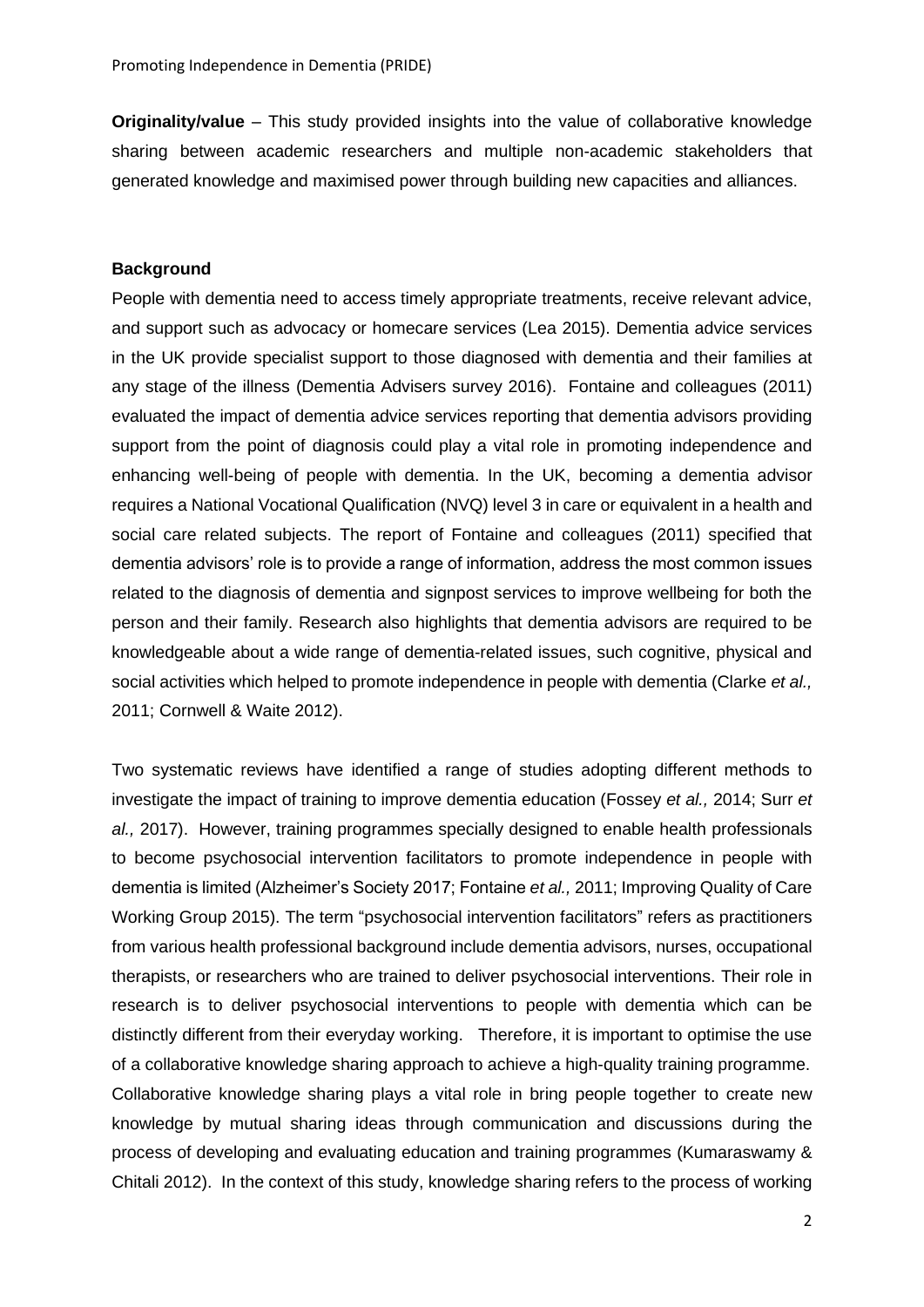**Originality/value** – This study provided insights into the value of collaborative knowledge sharing between academic researchers and multiple non-academic stakeholders that generated knowledge and maximised power through building new capacities and alliances.

**Background**

People with dementia need to access timely appropriate treatments, receive relevant advice, and support such as advocacy or homecare services (Lea 2015). Dementia advice services in the UK provide specialist support to those diagnosed with dementia and their families at any stage of the illness (Dementia Advisers survey 2016). Fontaine and colleagues (2011) evaluated the impact of dementia advice services reporting that dementia advisors providing support from the point of diagnosis could play a vital role in promoting independence and enhancing well-being of people with dementia. In the UK, becoming a dementia advisor requires a National Vocational Qualification (NVQ) level 3 in care or equivalent in a health and social care related subjects. The report of Fontaine and colleagues (2011) specified that dementia advisors' role is to provide a range of information, address the most common issues related to the diagnosis of dementia and signpost services to improve wellbeing for both the person and their family. Research also highlights that dementia advisors are required to be knowledgeable about a wide range of dementia-related issues, such cognitive, physical and social activities which helped to promote independence in people with dementia (Clarke *et al.,* 2011; Cornwell & Waite 2012).

Two systematic reviews have identified a range of studies adopting different methods to investigate the impact of training to improve dementia education (Fossey *et al.,* 2014; Surr *et al.,* 2017). However, training programmes specially designed to enable health professionals to become psychosocial intervention facilitators to promote independence in people with dementia is limited (Alzheimer's Society 2017; Fontaine *et al.,* 2011; Improving Quality of Care Working Group 2015). The term "psychosocial intervention facilitators" refers as practitioners from various health professional background include dementia advisors, nurses, occupational therapists, or researchers who are trained to deliver psychosocial interventions. Their role in research is to deliver psychosocial interventions to people with dementia which can be distinctly different from their everyday working. Therefore, it is important to optimise the use of a collaborative knowledge sharing approach to achieve a high-quality training programme. Collaborative knowledge sharing plays a vital role in bring people together to create new knowledge by mutual sharing ideas through communication and discussions during the process of developing and evaluating education and training programmes (Kumaraswamy & Chitali 2012). In the context of this study, knowledge sharing refers to the process of working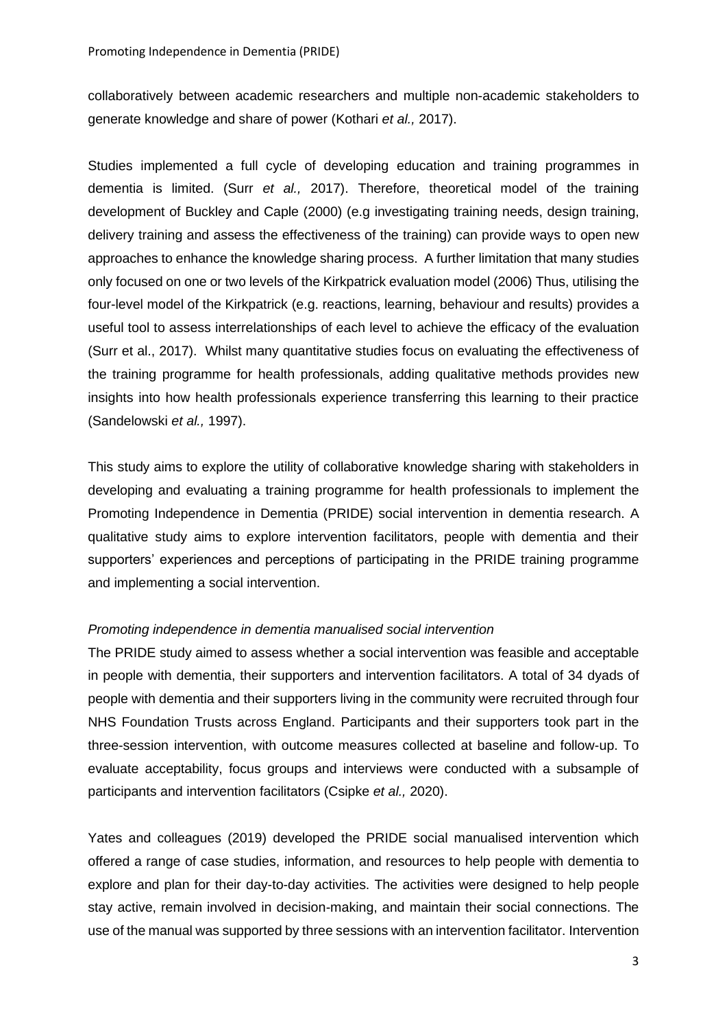collaboratively between academic researchers and multiple non-academic stakeholders to generate knowledge and share of power (Kothari *et al.,* 2017).

Studies implemented a full cycle of developing education and training programmes in dementia is limited. (Surr *et al.,* 2017). Therefore, theoretical model of the training development of Buckley and Caple (2000) (e.g investigating training needs, design training, delivery training and assess the effectiveness of the training) can provide ways to open new approaches to enhance the knowledge sharing process. A further limitation that many studies only focused on one or two levels of the Kirkpatrick evaluation model (2006) Thus, utilising the four-level model of the Kirkpatrick (e.g. reactions, learning, behaviour and results) provides a useful tool to assess interrelationships of each level to achieve the efficacy of the evaluation (Surr et al., 2017). Whilst many quantitative studies focus on evaluating the effectiveness of the training programme for health professionals, adding qualitative methods provides new insights into how health professionals experience transferring this learning to their practice (Sandelowski *et al.,* 1997).

This study aims to explore the utility of collaborative knowledge sharing with stakeholders in developing and evaluating a training programme for health professionals to implement the Promoting Independence in Dementia (PRIDE) social intervention in dementia research. A qualitative study aims to explore intervention facilitators, people with dementia and their supporters' experiences and perceptions of participating in the PRIDE training programme and implementing a social intervention.

*Promoting independence in dementia manualised social intervention*

The PRIDE study aimed to assess whether a social intervention was feasible and acceptable in people with dementia, their supporters and intervention facilitators. A total of 34 dyads of people with dementia and their supporters living in the community were recruited through four NHS Foundation Trusts across England. Participants and their supporters took part in the three-session intervention, with outcome measures collected at baseline and follow-up. To evaluate acceptability, focus groups and interviews were conducted with a subsample of participants and intervention facilitators (Csipke *et al.,* 2020).

Yates and colleagues (2019) developed the PRIDE social manualised intervention which offered a range of case studies, information, and resources to help people with dementia to explore and plan for their day-to-day activities. The activities were designed to help people stay active, remain involved in decision-making, and maintain their social connections. The use of the manual was supported by three sessions with an intervention facilitator. Intervention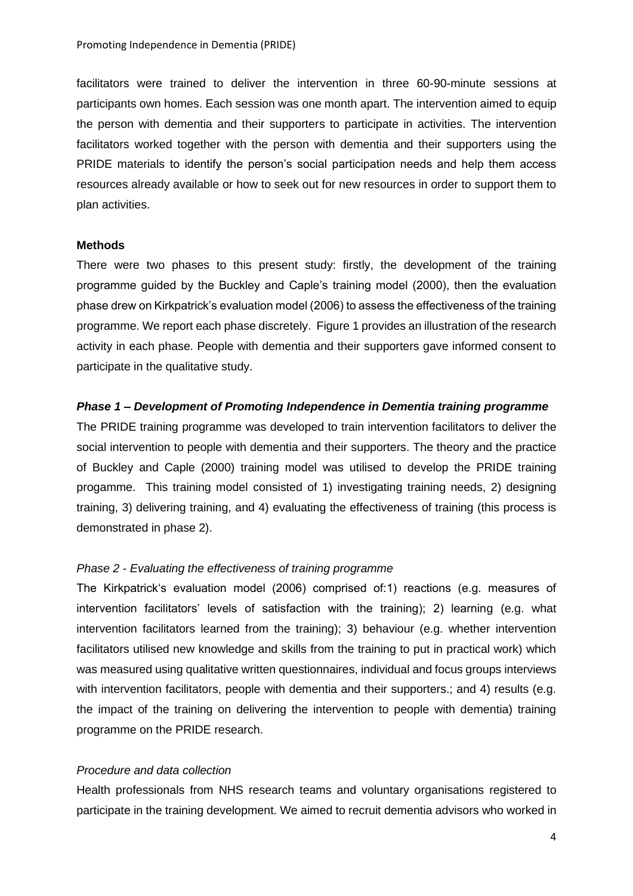facilitators were trained to deliver the intervention in three 60-90-minute sessions at participants own homes. Each session was one month apart. The intervention aimed to equip the person with dementia and their supporters to participate in activities. The intervention facilitators worked together with the person with dementia and their supporters using the PRIDE materials to identify the person's social participation needs and help them access resources already available or how to seek out for new resources in order to support them to plan activities.

**Methods**

There were two phases to this present study: firstly, the development of the training programme guided by the Buckley and Caple's training model (2000), then the evaluation phase drew on Kirkpatrick's evaluation model (2006) to assess the effectiveness of the training programme. We report each phase discretely. Figure 1 provides an illustration of the research activity in each phase. People with dementia and their supporters gave informed consent to participate in the qualitative study.

***Phase 1 – Development of Promoting Independence in Dementia training programme***

The PRIDE training programme was developed to train intervention facilitators to deliver the social intervention to people with dementia and their supporters. The theory and the practice of Buckley and Caple (2000) training model was utilised to develop the PRIDE training progamme. This training model consisted of 1) investigating training needs, 2) designing training, 3) delivering training, and 4) evaluating the effectiveness of training (this process is demonstrated in phase 2).

*Phase 2 - Evaluating the effectiveness of training programme*

The Kirkpatrick's evaluation model (2006) comprised of:1) reactions (e.g. measures of intervention facilitators' levels of satisfaction with the training); 2) learning (e.g. what intervention facilitators learned from the training); 3) behaviour (e.g. whether intervention facilitators utilised new knowledge and skills from the training to put in practical work) which was measured using qualitative written questionnaires, individual and focus groups interviews with intervention facilitators, people with dementia and their supporters.; and 4) results (e.g. the impact of the training on delivering the intervention to people with dementia) training programme on the PRIDE research.

*Procedure and data collection*

Health professionals from NHS research teams and voluntary organisations registered to participate in the training development. We aimed to recruit dementia advisors who worked in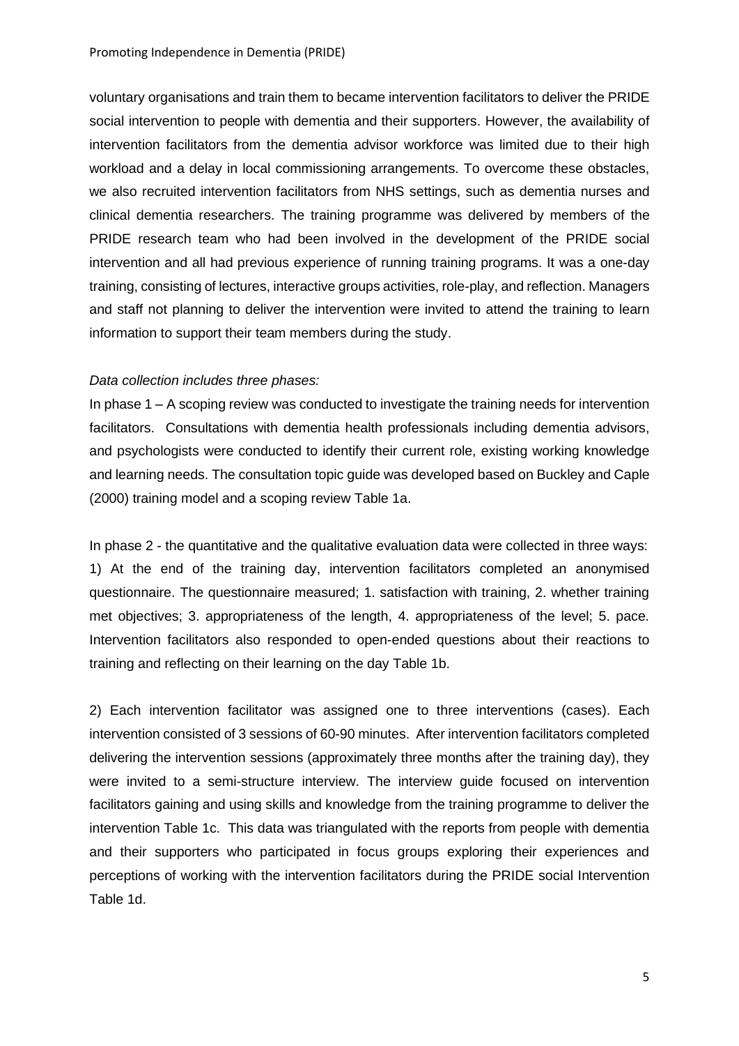voluntary organisations and train them to became intervention facilitators to deliver the PRIDE social intervention to people with dementia and their supporters. However, the availability of intervention facilitators from the dementia advisor workforce was limited due to their high workload and a delay in local commissioning arrangements. To overcome these obstacles, we also recruited intervention facilitators from NHS settings, such as dementia nurses and clinical dementia researchers. The training programme was delivered by members of the PRIDE research team who had been involved in the development of the PRIDE social intervention and all had previous experience of running training programs. It was a one-day training, consisting of lectures, interactive groups activities, role-play, and reflection. Managers and staff not planning to deliver the intervention were invited to attend the training to learn information to support their team members during the study.

*Data collection includes three phases:*

In phase 1 – A scoping review was conducted to investigate the training needs for intervention facilitators. Consultations with dementia health professionals including dementia advisors, and psychologists were conducted to identify their current role, existing working knowledge and learning needs. The consultation topic guide was developed based on Buckley and Caple (2000) training model and a scoping review Table 1a.

In phase 2 - the quantitative and the qualitative evaluation data were collected in three ways: 1) At the end of the training day, intervention facilitators completed an anonymised questionnaire. The questionnaire measured; 1. satisfaction with training, 2. whether training met objectives; 3. appropriateness of the length, 4. appropriateness of the level; 5. pace. Intervention facilitators also responded to open-ended questions about their reactions to training and reflecting on their learning on the day Table 1b.

2) Each intervention facilitator was assigned one to three interventions (cases). Each intervention consisted of 3 sessions of 60-90 minutes. After intervention facilitators completed delivering the intervention sessions (approximately three months after the training day), they were invited to a semi-structure interview. The interview guide focused on intervention facilitators gaining and using skills and knowledge from the training programme to deliver the intervention Table 1c. This data was triangulated with the reports from people with dementia and their supporters who participated in focus groups exploring their experiences and perceptions of working with the intervention facilitators during the PRIDE social Intervention Table 1d.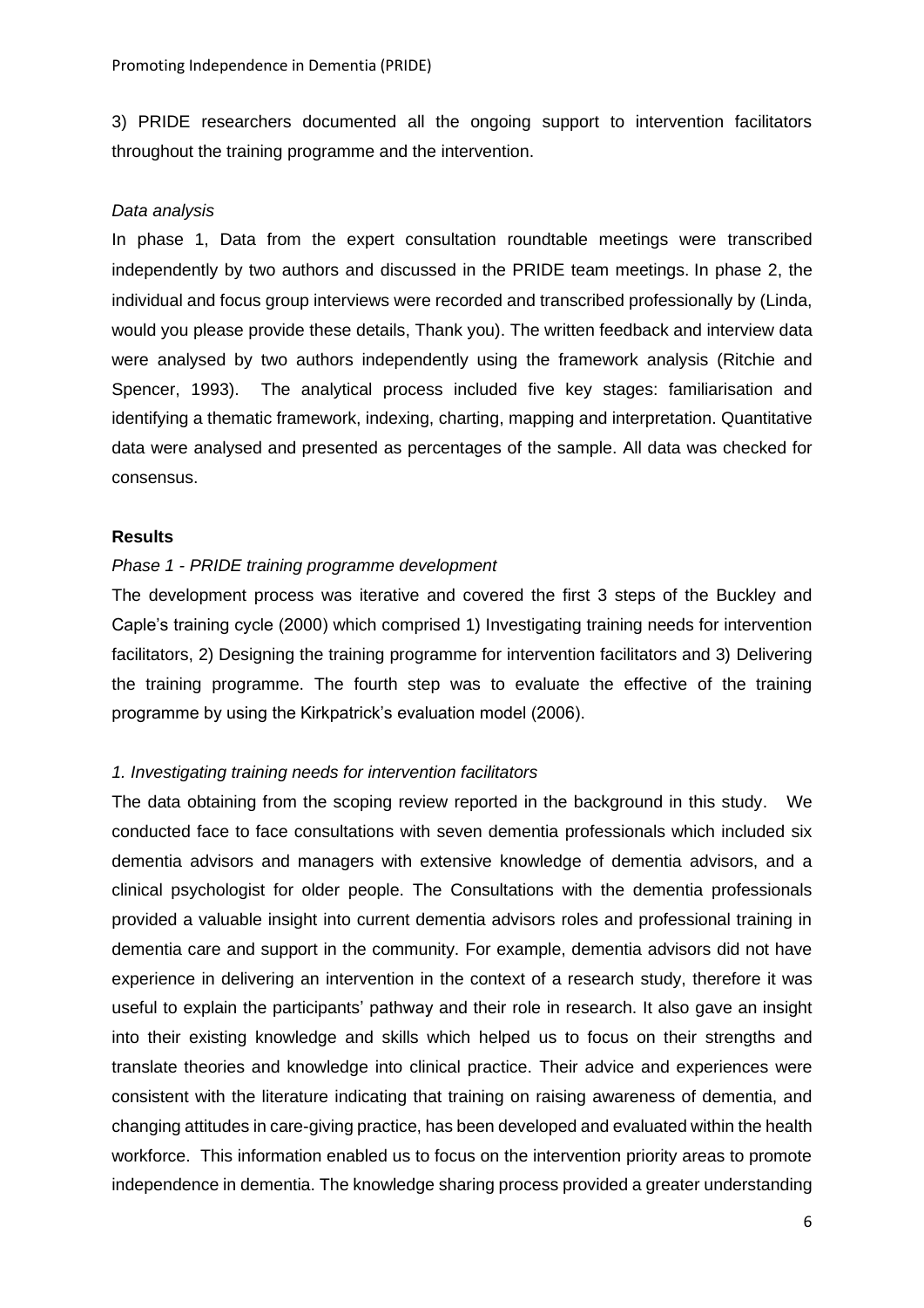3) PRIDE researchers documented all the ongoing support to intervention facilitators throughout the training programme and the intervention.

*Data analysis*

In phase 1, Data from the expert consultation roundtable meetings were transcribed independently by two authors and discussed in the PRIDE team meetings. In phase 2, the individual and focus group interviews were recorded and transcribed professionally by (Linda, would you please provide these details, Thank you). The written feedback and interview data were analysed by two authors independently using the framework analysis (Ritchie and Spencer, 1993). The analytical process included five key stages: familiarisation and identifying a thematic framework, indexing, charting, mapping and interpretation. Quantitative data were analysed and presented as percentages of the sample. All data was checked for consensus.

**Results**

*Phase 1 - PRIDE training programme development*

The development process was iterative and covered the first 3 steps of the Buckley and Caple's training cycle (2000) which comprised 1) Investigating training needs for intervention facilitators, 2) Designing the training programme for intervention facilitators and 3) Delivering the training programme. The fourth step was to evaluate the effective of the training programme by using the Kirkpatrick's evaluation model (2006).

*1. Investigating training needs for intervention facilitators*

The data obtaining from the scoping review reported in the background in this study. We conducted face to face consultations with seven dementia professionals which included six dementia advisors and managers with extensive knowledge of dementia advisors, and a clinical psychologist for older people. The Consultations with the dementia professionals provided a valuable insight into current dementia advisors roles and professional training in dementia care and support in the community. For example, dementia advisors did not have experience in delivering an intervention in the context of a research study, therefore it was useful to explain the participants' pathway and their role in research. It also gave an insight into their existing knowledge and skills which helped us to focus on their strengths and translate theories and knowledge into clinical practice. Their advice and experiences were consistent with the literature indicating that training on raising awareness of dementia, and changing attitudes in care-giving practice, has been developed and evaluated within the health workforce. This information enabled us to focus on the intervention priority areas to promote independence in dementia. The knowledge sharing process provided a greater understanding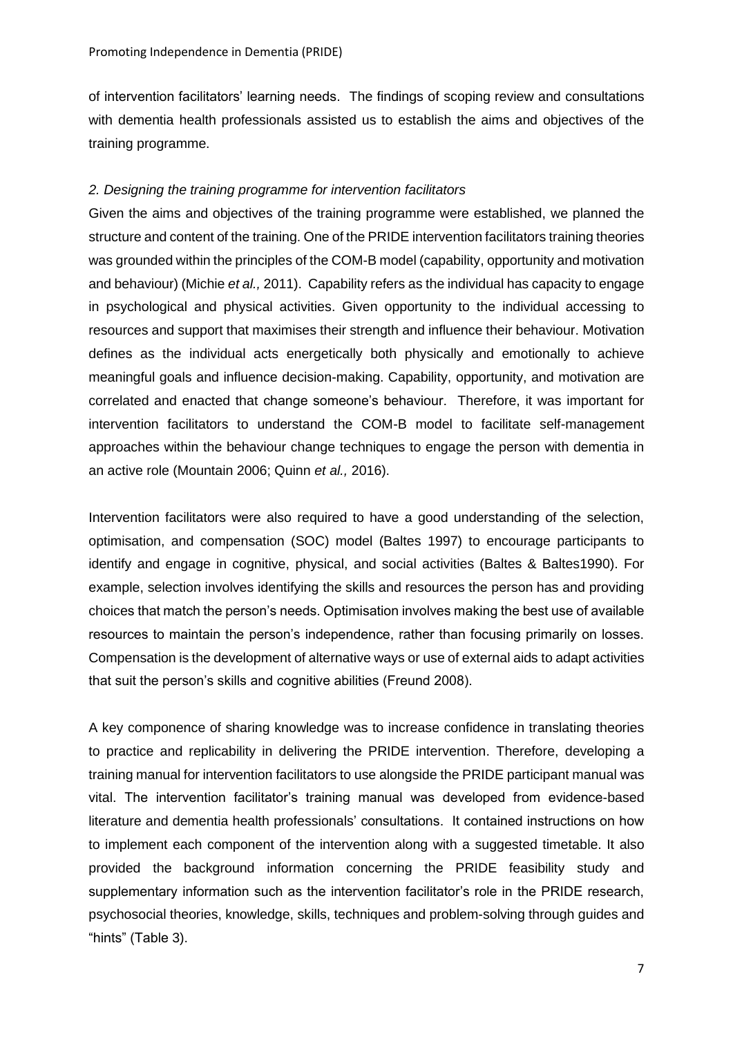of intervention facilitators' learning needs. The findings of scoping review and consultations with dementia health professionals assisted us to establish the aims and objectives of the training programme.

*2. Designing the training programme for intervention facilitators*

Given the aims and objectives of the training programme were established, we planned the structure and content of the training. One of the PRIDE intervention facilitators training theories was grounded within the principles of the COM-B model (capability, opportunity and motivation and behaviour) (Michie *et al.,* 2011). Capability refers as the individual has capacity to engage in psychological and physical activities. Given opportunity to the individual accessing to resources and support that maximises their strength and influence their behaviour. Motivation defines as the individual acts energetically both physically and emotionally to achieve meaningful goals and influence decision-making. Capability, opportunity, and motivation are correlated and enacted that change someone's behaviour. Therefore, it was important for intervention facilitators to understand the COM-B model to facilitate self-management approaches within the behaviour change techniques to engage the person with dementia in an active role (Mountain 2006; Quinn *et al.,* 2016).

Intervention facilitators were also required to have a good understanding of the selection, optimisation, and compensation (SOC) model (Baltes 1997) to encourage participants to identify and engage in cognitive, physical, and social activities (Baltes & Baltes1990). For example, selection involves identifying the skills and resources the person has and providing choices that match the person's needs. Optimisation involves making the best use of available resources to maintain the person's independence, rather than focusing primarily on losses. Compensation is the development of alternative ways or use of external aids to adapt activities that suit the person's skills and cognitive abilities (Freund 2008).

A key componence of sharing knowledge was to increase confidence in translating theories to practice and replicability in delivering the PRIDE intervention. Therefore, developing a training manual for intervention facilitators to use alongside the PRIDE participant manual was vital. The intervention facilitator's training manual was developed from evidence-based literature and dementia health professionals' consultations. It contained instructions on how to implement each component of the intervention along with a suggested timetable. It also provided the background information concerning the PRIDE feasibility study and supplementary information such as the intervention facilitator's role in the PRIDE research, psychosocial theories, knowledge, skills, techniques and problem-solving through guides and "hints" (Table 3).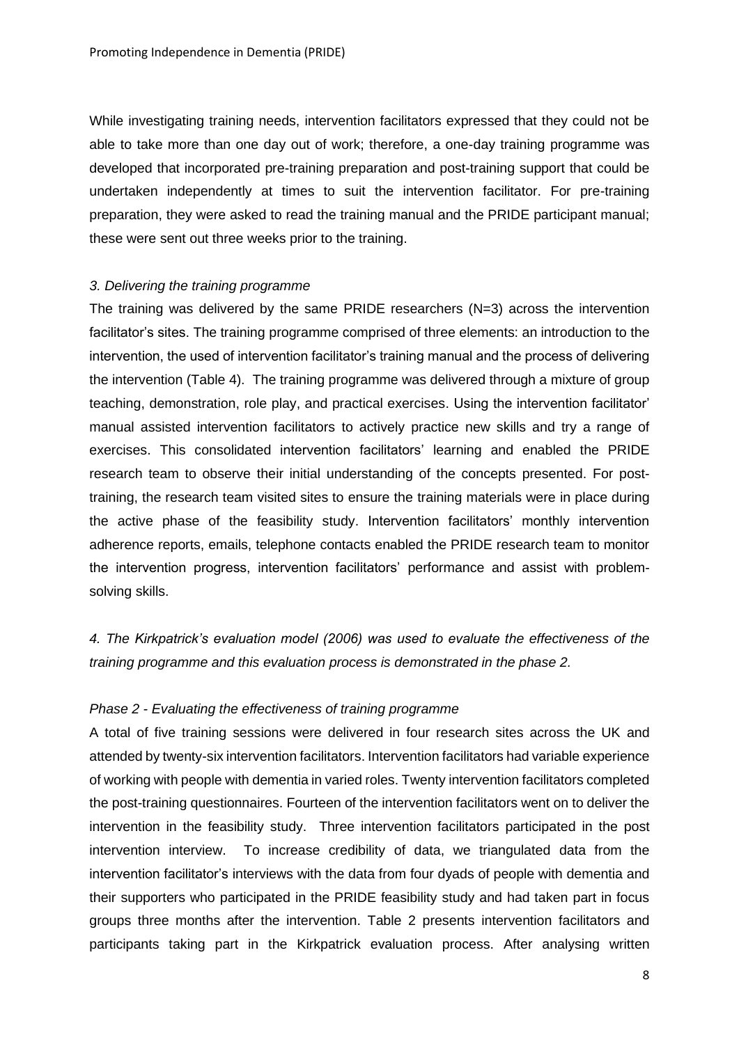While investigating training needs, intervention facilitators expressed that they could not be able to take more than one day out of work; therefore, a one-day training programme was developed that incorporated pre-training preparation and post-training support that could be undertaken independently at times to suit the intervention facilitator. For pre-training preparation, they were asked to read the training manual and the PRIDE participant manual; these were sent out three weeks prior to the training.

*3. Delivering the training programme*

The training was delivered by the same PRIDE researchers (N=3) across the intervention facilitator's sites. The training programme comprised of three elements: an introduction to the intervention, the used of intervention facilitator's training manual and the process of delivering the intervention (Table 4). The training programme was delivered through a mixture of group teaching, demonstration, role play, and practical exercises. Using the intervention facilitator' manual assisted intervention facilitators to actively practice new skills and try a range of exercises. This consolidated intervention facilitators' learning and enabled the PRIDE research team to observe their initial understanding of the concepts presented. For post-training, the research team visited sites to ensure the training materials were in place during the active phase of the feasibility study. Intervention facilitators' monthly intervention adherence reports, emails, telephone contacts enabled the PRIDE research team to monitor the intervention progress, intervention facilitators' performance and assist with problem-solving skills.

*4. The Kirkpatrick's evaluation model (2006) was used to evaluate the effectiveness of the training programme and this evaluation process is demonstrated in the phase 2.*

*Phase 2 - Evaluating the effectiveness of training programme*

A total of five training sessions were delivered in four research sites across the UK and attended by twenty-six intervention facilitators. Intervention facilitators had variable experience of working with people with dementia in varied roles. Twenty intervention facilitators completed the post-training questionnaires. Fourteen of the intervention facilitators went on to deliver the intervention in the feasibility study. Three intervention facilitators participated in the post intervention interview. To increase credibility of data, we triangulated data from the intervention facilitator's interviews with the data from four dyads of people with dementia and their supporters who participated in the PRIDE feasibility study and had taken part in focus groups three months after the intervention. Table 2 presents intervention facilitators and participants taking part in the Kirkpatrick evaluation process. After analysing written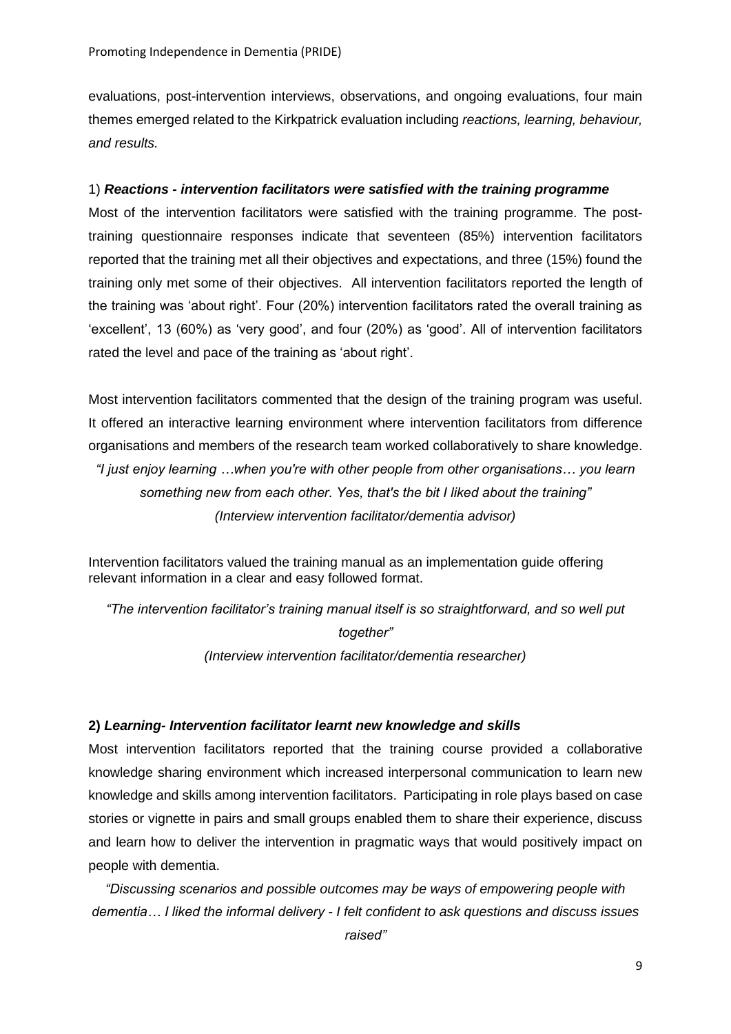evaluations, post-intervention interviews, observations, and ongoing evaluations, four main themes emerged related to the Kirkpatrick evaluation including *reactions, learning, behaviour, and results.*

### 1) ***Reactions - intervention facilitators were satisfied with the training programme***

Most of the intervention facilitators were satisfied with the training programme. The post-training questionnaire responses indicate that seventeen (85%) intervention facilitators reported that the training met all their objectives and expectations, and three (15%) found the training only met some of their objectives. All intervention facilitators reported the length of the training was 'about right'. Four (20%) intervention facilitators rated the overall training as 'excellent', 13 (60%) as 'very good', and four (20%) as 'good'. All of intervention facilitators rated the level and pace of the training as 'about right'.

Most intervention facilitators commented that the design of the training program was useful. It offered an interactive learning environment where intervention facilitators from difference organisations and members of the research team worked collaboratively to share knowledge.

*"I just enjoy learning …when you're with other people from other organisations… you learn something new from each other. Yes, that's the bit I liked about the training"*
*(Interview intervention facilitator/dementia advisor)*

Intervention facilitators valued the training manual as an implementation guide offering relevant information in a clear and easy followed format.

*"The intervention facilitator's training manual itself is so straightforward, and so well put together"*
*(Interview intervention facilitator/dementia researcher)*

### **2) *Learning- Intervention facilitator learnt new knowledge and skills***

Most intervention facilitators reported that the training course provided a collaborative knowledge sharing environment which increased interpersonal communication to learn new knowledge and skills among intervention facilitators. Participating in role plays based on case stories or vignette in pairs and small groups enabled them to share their experience, discuss and learn how to deliver the intervention in pragmatic ways that would positively impact on people with dementia.

*"Discussing scenarios and possible outcomes may be ways of empowering people with dementia… I liked the informal delivery - I felt confident to ask questions and discuss issues raised"*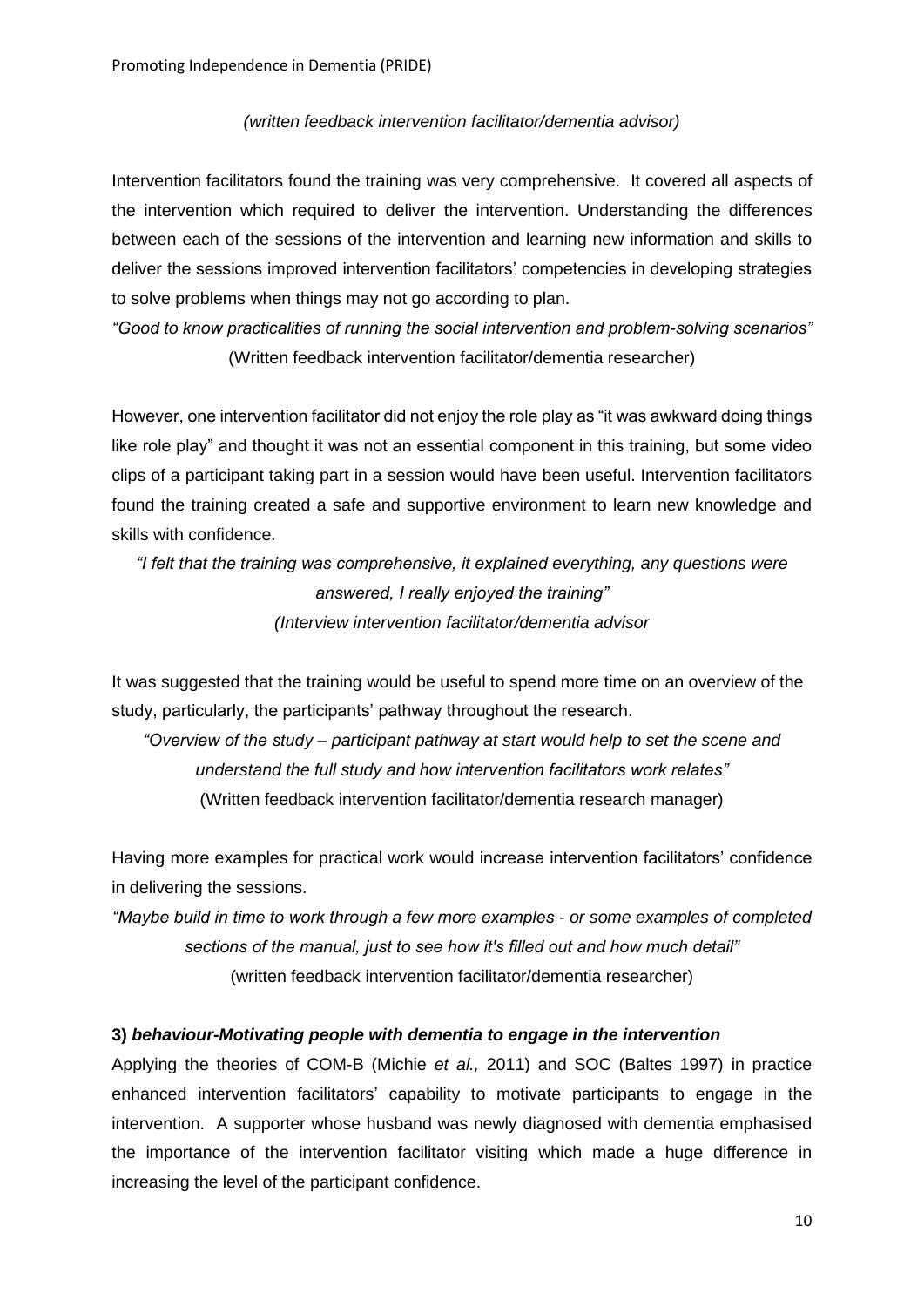*(written feedback intervention facilitator/dementia advisor)*

Intervention facilitators found the training was very comprehensive. It covered all aspects of the intervention which required to deliver the intervention. Understanding the differences between each of the sessions of the intervention and learning new information and skills to deliver the sessions improved intervention facilitators' competencies in developing strategies to solve problems when things may not go according to plan.

*"Good to know practicalities of running the social intervention and problem-solving scenarios"*
(Written feedback intervention facilitator/dementia researcher)

However, one intervention facilitator did not enjoy the role play as "it was awkward doing things like role play" and thought it was not an essential component in this training, but some video clips of a participant taking part in a session would have been useful. Intervention facilitators found the training created a safe and supportive environment to learn new knowledge and skills with confidence.

*"I felt that the training was comprehensive, it explained everything, any questions were answered, I really enjoyed the training"*
*(Interview intervention facilitator/dementia advisor*

It was suggested that the training would be useful to spend more time on an overview of the study, particularly, the participants' pathway throughout the research.

*"Overview of the study – participant pathway at start would help to set the scene and understand the full study and how intervention facilitators work relates"*
(Written feedback intervention facilitator/dementia research manager)

Having more examples for practical work would increase intervention facilitators' confidence in delivering the sessions.

*"Maybe build in time to work through a few more examples - or some examples of completed sections of the manual, just to see how it's filled out and how much detail"*
(written feedback intervention facilitator/dementia researcher)

**3)** ***behaviour-Motivating people with dementia to engage in the intervention***

Applying the theories of COM-B (Michie *et al.,* 2011) and SOC (Baltes 1997) in practice enhanced intervention facilitators' capability to motivate participants to engage in the intervention. A supporter whose husband was newly diagnosed with dementia emphasised the importance of the intervention facilitator visiting which made a huge difference in increasing the level of the participant confidence.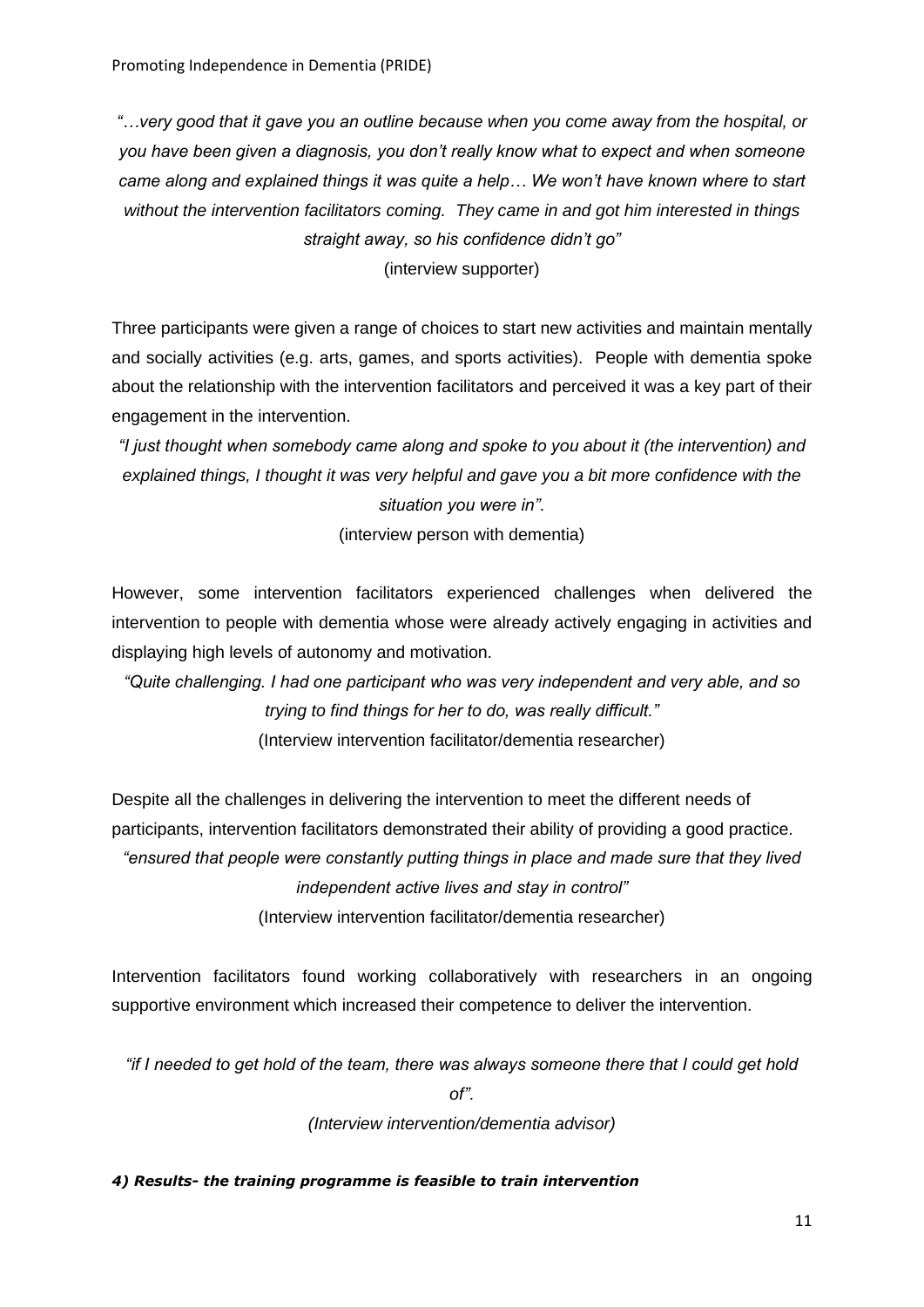*"…very good that it gave you an outline because when you come away from the hospital, or you have been given a diagnosis, you don't really know what to expect and when someone came along and explained things it was quite a help… We won't have known where to start without the intervention facilitators coming. They came in and got him interested in things straight away, so his confidence didn't go"*

(interview supporter)

Three participants were given a range of choices to start new activities and maintain mentally and socially activities (e.g. arts, games, and sports activities). People with dementia spoke about the relationship with the intervention facilitators and perceived it was a key part of their engagement in the intervention.

*"I just thought when somebody came along and spoke to you about it (the intervention) and explained things, I thought it was very helpful and gave you a bit more confidence with the situation you were in".*

(interview person with dementia)

However, some intervention facilitators experienced challenges when delivered the intervention to people with dementia whose were already actively engaging in activities and displaying high levels of autonomy and motivation.

*"Quite challenging. I had one participant who was very independent and very able, and so trying to find things for her to do, was really difficult."*

(Interview intervention facilitator/dementia researcher)

Despite all the challenges in delivering the intervention to meet the different needs of participants, intervention facilitators demonstrated their ability of providing a good practice.

*"ensured that people were constantly putting things in place and made sure that they lived independent active lives and stay in control"*

(Interview intervention facilitator/dementia researcher)

Intervention facilitators found working collaboratively with researchers in an ongoing supportive environment which increased their competence to deliver the intervention.

*"if I needed to get hold of the team, there was always someone there that I could get hold of".*

*(Interview intervention/dementia advisor)*

***4) Results- the training programme is feasible to train intervention***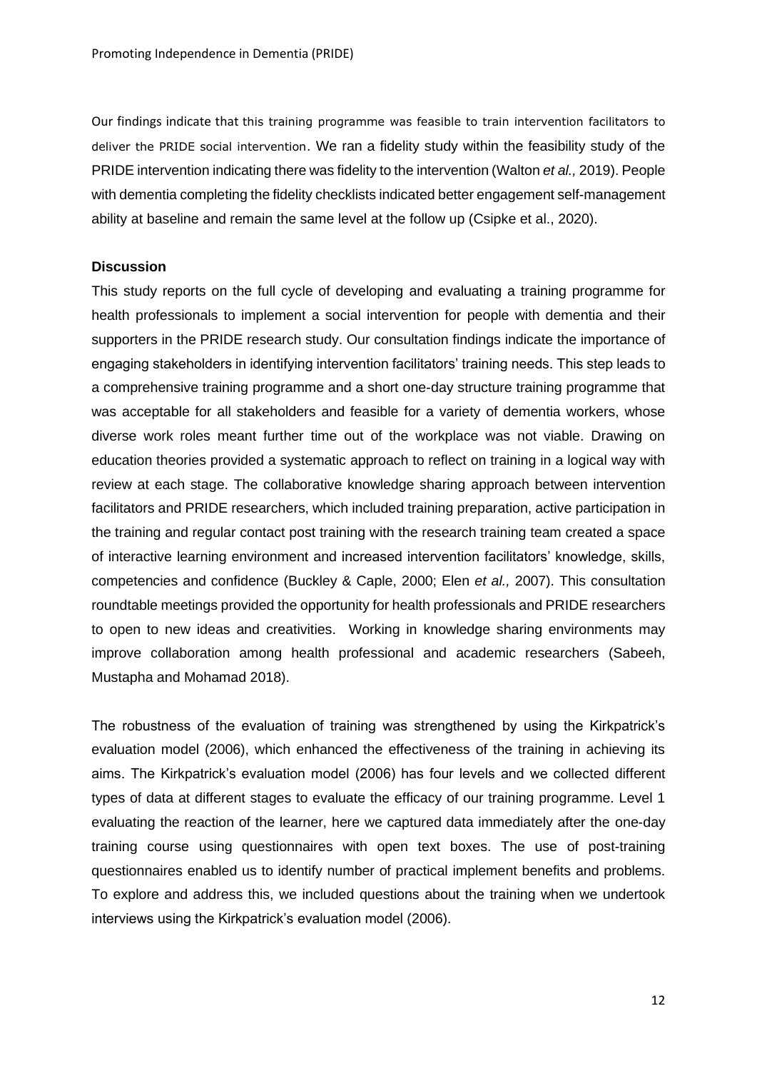Our findings indicate that this training programme was feasible to train intervention facilitators to deliver the PRIDE social intervention. We ran a fidelity study within the feasibility study of the PRIDE intervention indicating there was fidelity to the intervention (Walton *et al.,* 2019). People with dementia completing the fidelity checklists indicated better engagement self-management ability at baseline and remain the same level at the follow up (Csipke et al., 2020).

**Discussion**

This study reports on the full cycle of developing and evaluating a training programme for health professionals to implement a social intervention for people with dementia and their supporters in the PRIDE research study. Our consultation findings indicate the importance of engaging stakeholders in identifying intervention facilitators' training needs. This step leads to a comprehensive training programme and a short one-day structure training programme that was acceptable for all stakeholders and feasible for a variety of dementia workers, whose diverse work roles meant further time out of the workplace was not viable. Drawing on education theories provided a systematic approach to reflect on training in a logical way with review at each stage. The collaborative knowledge sharing approach between intervention facilitators and PRIDE researchers, which included training preparation, active participation in the training and regular contact post training with the research training team created a space of interactive learning environment and increased intervention facilitators' knowledge, skills, competencies and confidence (Buckley & Caple, 2000; Elen *et al.,* 2007). This consultation roundtable meetings provided the opportunity for health professionals and PRIDE researchers to open to new ideas and creativities. Working in knowledge sharing environments may improve collaboration among health professional and academic researchers (Sabeeh, Mustapha and Mohamad 2018).

The robustness of the evaluation of training was strengthened by using the Kirkpatrick's evaluation model (2006), which enhanced the effectiveness of the training in achieving its aims. The Kirkpatrick's evaluation model (2006) has four levels and we collected different types of data at different stages to evaluate the efficacy of our training programme. Level 1 evaluating the reaction of the learner, here we captured data immediately after the one-day training course using questionnaires with open text boxes. The use of post-training questionnaires enabled us to identify number of practical implement benefits and problems. To explore and address this, we included questions about the training when we undertook interviews using the Kirkpatrick's evaluation model (2006).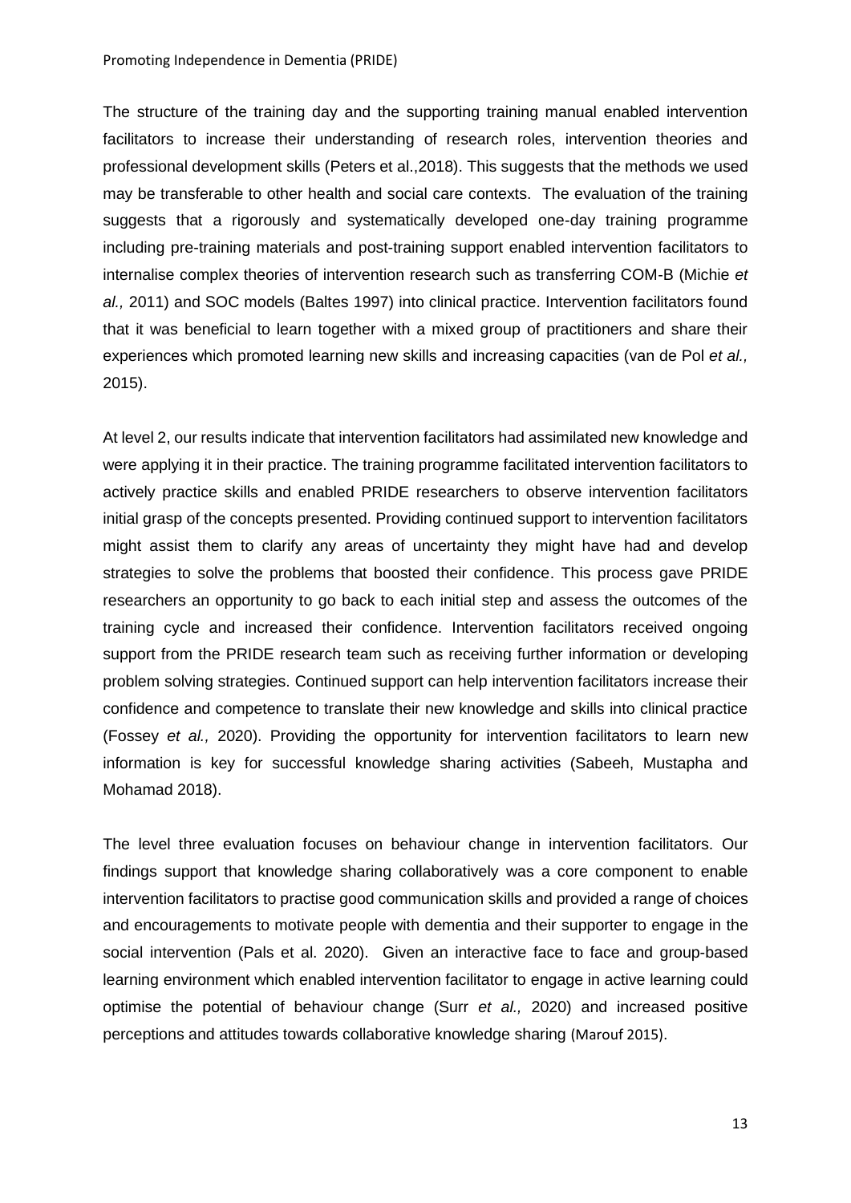The structure of the training day and the supporting training manual enabled intervention facilitators to increase their understanding of research roles, intervention theories and professional development skills (Peters et al.,2018). This suggests that the methods we used may be transferable to other health and social care contexts. The evaluation of the training suggests that a rigorously and systematically developed one-day training programme including pre-training materials and post-training support enabled intervention facilitators to internalise complex theories of intervention research such as transferring COM-B (Michie *et al.,* 2011) and SOC models (Baltes 1997) into clinical practice. Intervention facilitators found that it was beneficial to learn together with a mixed group of practitioners and share their experiences which promoted learning new skills and increasing capacities (van de Pol *et al.,* 2015).

At level 2, our results indicate that intervention facilitators had assimilated new knowledge and were applying it in their practice. The training programme facilitated intervention facilitators to actively practice skills and enabled PRIDE researchers to observe intervention facilitators initial grasp of the concepts presented. Providing continued support to intervention facilitators might assist them to clarify any areas of uncertainty they might have had and develop strategies to solve the problems that boosted their confidence. This process gave PRIDE researchers an opportunity to go back to each initial step and assess the outcomes of the training cycle and increased their confidence. Intervention facilitators received ongoing support from the PRIDE research team such as receiving further information or developing problem solving strategies. Continued support can help intervention facilitators increase their confidence and competence to translate their new knowledge and skills into clinical practice (Fossey *et al.,* 2020). Providing the opportunity for intervention facilitators to learn new information is key for successful knowledge sharing activities (Sabeeh, Mustapha and Mohamad 2018).

The level three evaluation focuses on behaviour change in intervention facilitators. Our findings support that knowledge sharing collaboratively was a core component to enable intervention facilitators to practise good communication skills and provided a range of choices and encouragements to motivate people with dementia and their supporter to engage in the social intervention (Pals et al. 2020). Given an interactive face to face and group-based learning environment which enabled intervention facilitator to engage in active learning could optimise the potential of behaviour change (Surr *et al.,* 2020) and increased positive perceptions and attitudes towards collaborative knowledge sharing (Marouf 2015).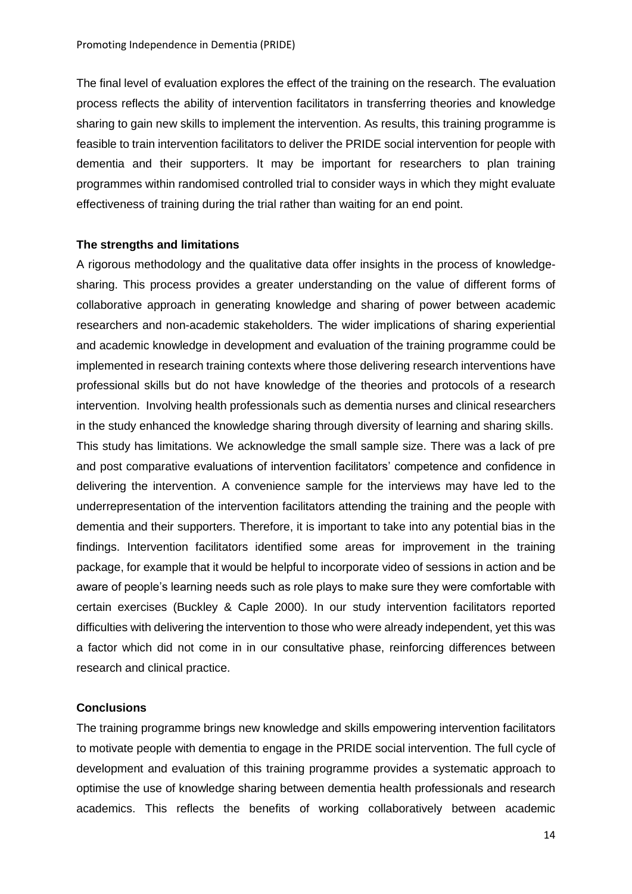The final level of evaluation explores the effect of the training on the research. The evaluation process reflects the ability of intervention facilitators in transferring theories and knowledge sharing to gain new skills to implement the intervention. As results, this training programme is feasible to train intervention facilitators to deliver the PRIDE social intervention for people with dementia and their supporters. It may be important for researchers to plan training programmes within randomised controlled trial to consider ways in which they might evaluate effectiveness of training during the trial rather than waiting for an end point.

**The strengths and limitations**

A rigorous methodology and the qualitative data offer insights in the process of knowledge-sharing. This process provides a greater understanding on the value of different forms of collaborative approach in generating knowledge and sharing of power between academic researchers and non-academic stakeholders. The wider implications of sharing experiential and academic knowledge in development and evaluation of the training programme could be implemented in research training contexts where those delivering research interventions have professional skills but do not have knowledge of the theories and protocols of a research intervention. Involving health professionals such as dementia nurses and clinical researchers in the study enhanced the knowledge sharing through diversity of learning and sharing skills. This study has limitations. We acknowledge the small sample size. There was a lack of pre and post comparative evaluations of intervention facilitators' competence and confidence in delivering the intervention. A convenience sample for the interviews may have led to the underrepresentation of the intervention facilitators attending the training and the people with dementia and their supporters. Therefore, it is important to take into any potential bias in the findings. Intervention facilitators identified some areas for improvement in the training package, for example that it would be helpful to incorporate video of sessions in action and be aware of people's learning needs such as role plays to make sure they were comfortable with certain exercises (Buckley & Caple 2000). In our study intervention facilitators reported difficulties with delivering the intervention to those who were already independent, yet this was a factor which did not come in in our consultative phase, reinforcing differences between research and clinical practice.

**Conclusions**

The training programme brings new knowledge and skills empowering intervention facilitators to motivate people with dementia to engage in the PRIDE social intervention. The full cycle of development and evaluation of this training programme provides a systematic approach to optimise the use of knowledge sharing between dementia health professionals and research academics. This reflects the benefits of working collaboratively between academic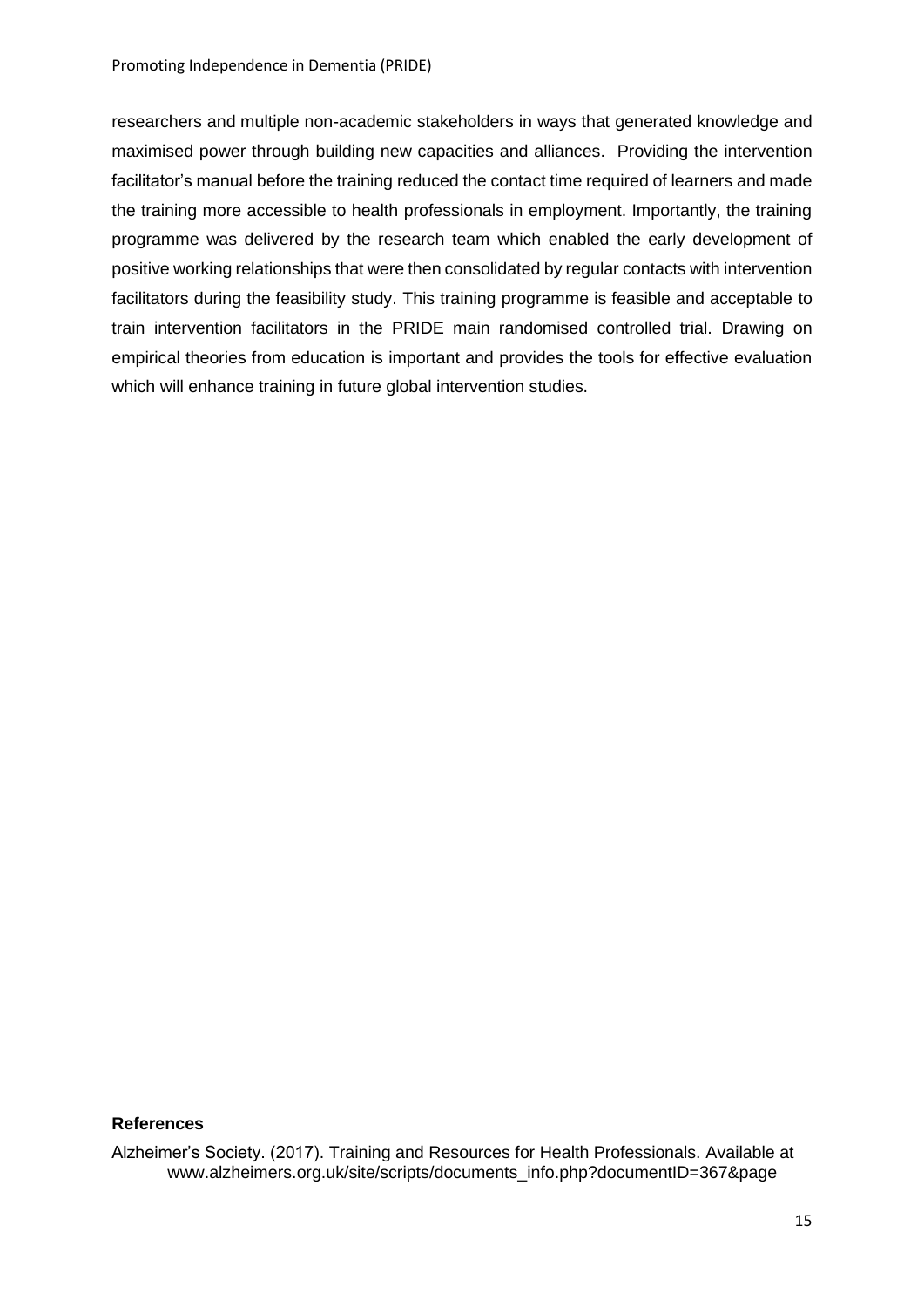researchers and multiple non-academic stakeholders in ways that generated knowledge and maximised power through building new capacities and alliances. Providing the intervention facilitator's manual before the training reduced the contact time required of learners and made the training more accessible to health professionals in employment. Importantly, the training programme was delivered by the research team which enabled the early development of positive working relationships that were then consolidated by regular contacts with intervention facilitators during the feasibility study. This training programme is feasible and acceptable to train intervention facilitators in the PRIDE main randomised controlled trial. Drawing on empirical theories from education is important and provides the tools for effective evaluation which will enhance training in future global intervention studies.

**References**

Alzheimer's Society. (2017). Training and Resources for Health Professionals. Available at www.alzheimers.org.uk/site/scripts/documents_info.php?documentID=367&page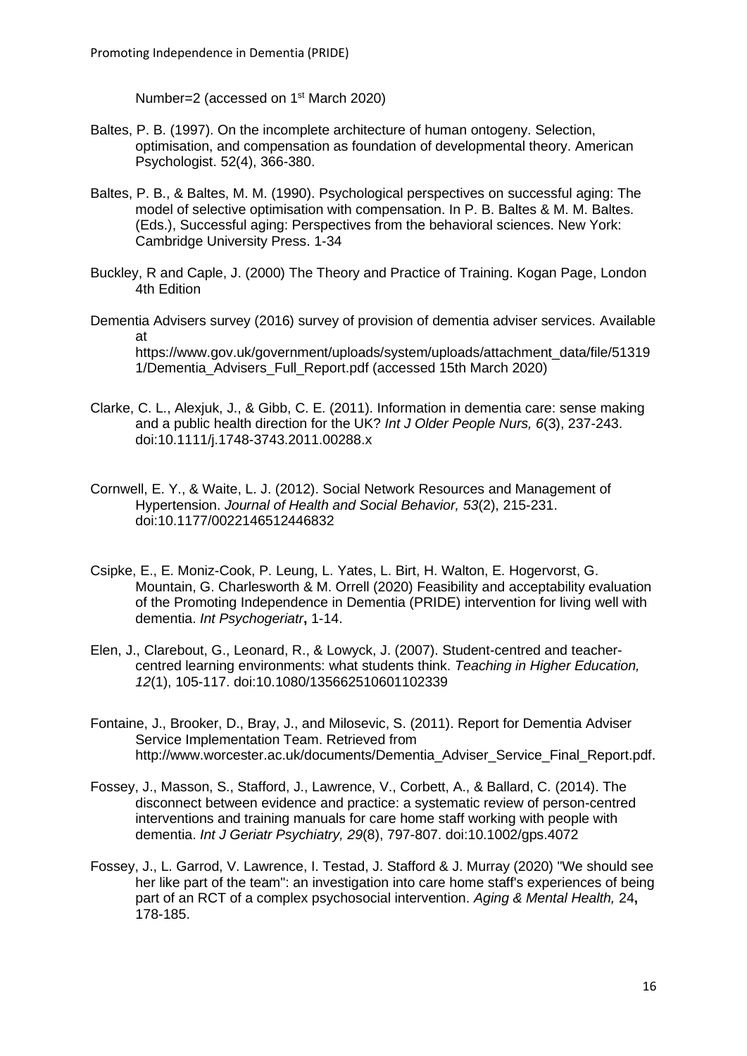Number=2 (accessed on 1st March 2020)

Baltes, P. B. (1997). On the incomplete architecture of human ontogeny. Selection, optimisation, and compensation as foundation of developmental theory. American Psychologist. 52(4), 366-380.

Baltes, P. B., & Baltes, M. M. (1990). Psychological perspectives on successful aging: The model of selective optimisation with compensation. In P. B. Baltes & M. M. Baltes. (Eds.), Successful aging: Perspectives from the behavioral sciences. New York: Cambridge University Press. 1-34

Buckley, R and Caple, J. (2000) The Theory and Practice of Training. Kogan Page, London 4th Edition

Dementia Advisers survey (2016) survey of provision of dementia adviser services. Available at https://www.gov.uk/government/uploads/system/uploads/attachment_data/file/513191/Dementia_Advisers_Full_Report.pdf (accessed 15th March 2020)

Clarke, C. L., Alexjuk, J., & Gibb, C. E. (2011). Information in dementia care: sense making and a public health direction for the UK? *Int J Older People Nurs, 6*(3), 237-243. doi:10.1111/j.1748-3743.2011.00288.x

Cornwell, E. Y., & Waite, L. J. (2012). Social Network Resources and Management of Hypertension. *Journal of Health and Social Behavior, 53*(2), 215-231. doi:10.1177/0022146512446832

Csipke, E., E. Moniz-Cook, P. Leung, L. Yates, L. Birt, H. Walton, E. Hogervorst, G. Mountain, G. Charlesworth & M. Orrell (2020) Feasibility and acceptability evaluation of the Promoting Independence in Dementia (PRIDE) intervention for living well with dementia. *Int Psychogeriatr***,** 1-14.

Elen, J., Clarebout, G., Leonard, R., & Lowyck, J. (2007). Student-centred and teacher-centred learning environments: what students think. *Teaching in Higher Education, 12*(1), 105-117. doi:10.1080/135662510601102339

Fontaine, J., Brooker, D., Bray, J., and Milosevic, S. (2011). Report for Dementia Adviser Service Implementation Team. Retrieved from http://www.worcester.ac.uk/documents/Dementia_Adviser_Service_Final_Report.pdf.

Fossey, J., Masson, S., Stafford, J., Lawrence, V., Corbett, A., & Ballard, C. (2014). The disconnect between evidence and practice: a systematic review of person-centred interventions and training manuals for care home staff working with people with dementia. *Int J Geriatr Psychiatry, 29*(8), 797-807. doi:10.1002/gps.4072

Fossey, J., L. Garrod, V. Lawrence, I. Testad, J. Stafford & J. Murray (2020) "We should see her like part of the team": an investigation into care home staff's experiences of being part of an RCT of a complex psychosocial intervention. *Aging & Mental Health,* 24**,** 178-185.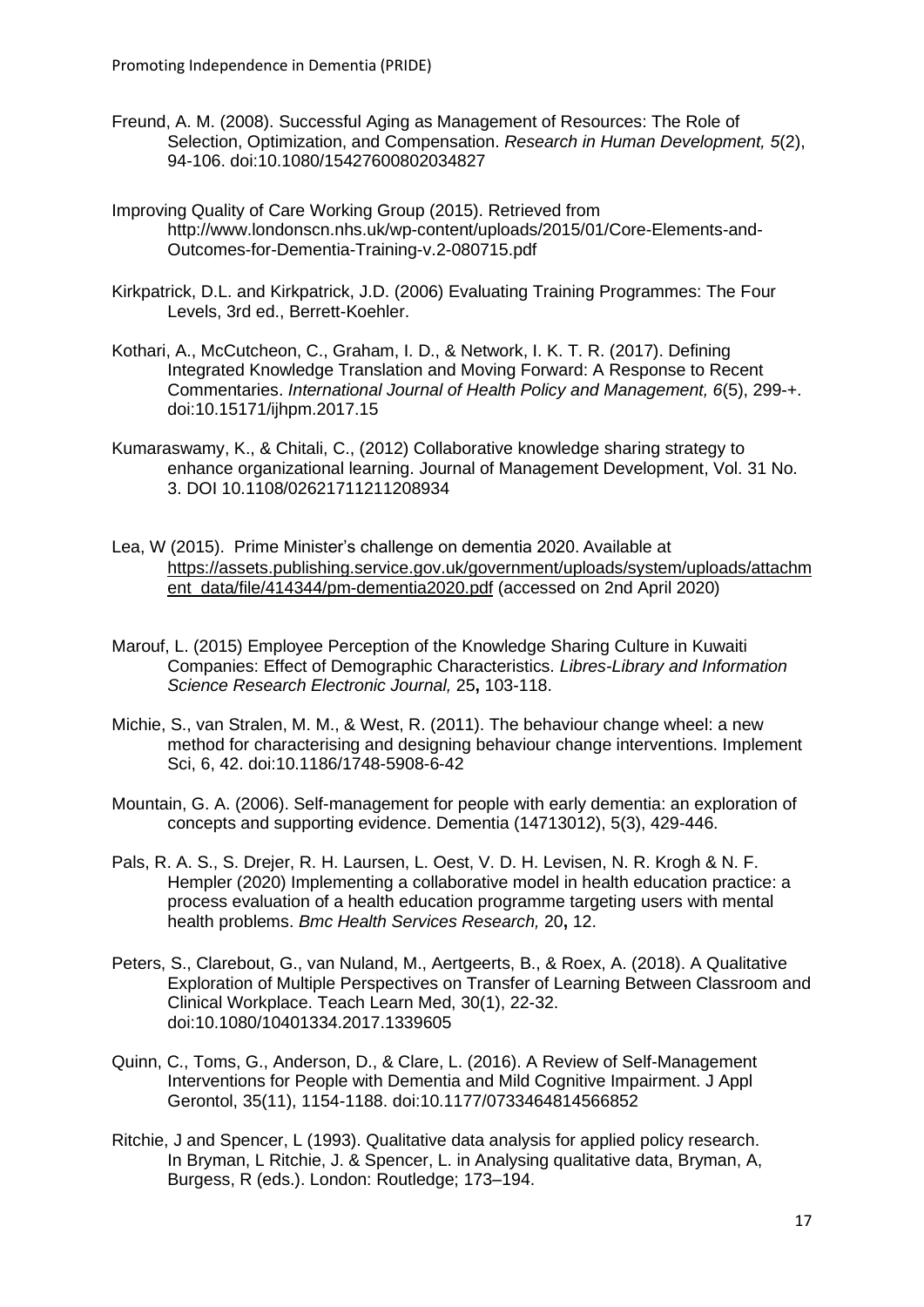Freund, A. M. (2008). Successful Aging as Management of Resources: The Role of Selection, Optimization, and Compensation. *Research in Human Development, 5*(2), 94-106. doi:10.1080/15427600802034827

Improving Quality of Care Working Group (2015). Retrieved from http://www.londonscn.nhs.uk/wp-content/uploads/2015/01/Core-Elements-and-Outcomes-for-Dementia-Training-v.2-080715.pdf

Kirkpatrick, D.L. and Kirkpatrick, J.D. (2006) Evaluating Training Programmes: The Four Levels, 3rd ed., Berrett-Koehler.

Kothari, A., McCutcheon, C., Graham, I. D., & Network, I. K. T. R. (2017). Defining Integrated Knowledge Translation and Moving Forward: A Response to Recent Commentaries. *International Journal of Health Policy and Management, 6*(5), 299-+. doi:10.15171/ijhpm.2017.15

Kumaraswamy, K., & Chitali, C., (2012) Collaborative knowledge sharing strategy to enhance organizational learning. Journal of Management Development, Vol. 31 No. 3. DOI 10.1108/02621711211208934

Lea, W (2015). Prime Minister's challenge on dementia 2020. Available at https://assets.publishing.service.gov.uk/government/uploads/system/uploads/attachment_data/file/414344/pm-dementia2020.pdf (accessed on 2nd April 2020)

Marouf, L. (2015) Employee Perception of the Knowledge Sharing Culture in Kuwaiti Companies: Effect of Demographic Characteristics. *Libres-Library and Information Science Research Electronic Journal,* 25**,** 103-118.

Michie, S., van Stralen, M. M., & West, R. (2011). The behaviour change wheel: a new method for characterising and designing behaviour change interventions. Implement Sci, 6, 42. doi:10.1186/1748-5908-6-42

Mountain, G. A. (2006). Self-management for people with early dementia: an exploration of concepts and supporting evidence. Dementia (14713012), 5(3), 429-446.

Pals, R. A. S., S. Drejer, R. H. Laursen, L. Oest, V. D. H. Levisen, N. R. Krogh & N. F. Hempler (2020) Implementing a collaborative model in health education practice: a process evaluation of a health education programme targeting users with mental health problems. *Bmc Health Services Research,* 20**,** 12.

Peters, S., Clarebout, G., van Nuland, M., Aertgeerts, B., & Roex, A. (2018). A Qualitative Exploration of Multiple Perspectives on Transfer of Learning Between Classroom and Clinical Workplace. Teach Learn Med, 30(1), 22-32. doi:10.1080/10401334.2017.1339605

Quinn, C., Toms, G., Anderson, D., & Clare, L. (2016). A Review of Self-Management Interventions for People with Dementia and Mild Cognitive Impairment. J Appl Gerontol, 35(11), 1154-1188. doi:10.1177/0733464814566852

Ritchie, J and Spencer, L (1993). Qualitative data analysis for applied policy research. In Bryman, L Ritchie, J. & Spencer, L. in Analysing qualitative data, Bryman, A, Burgess, R (eds.). London: Routledge; 173–194.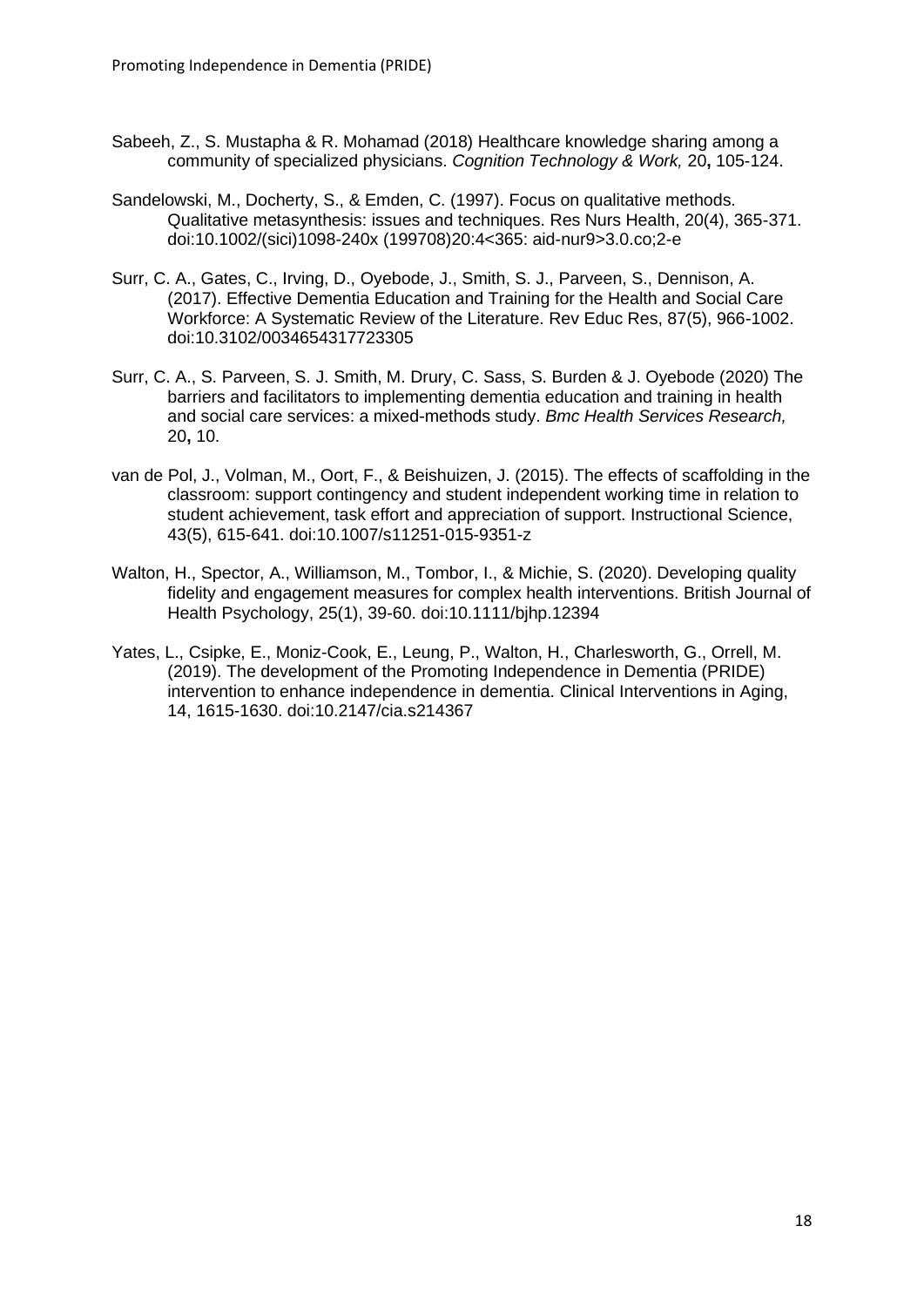Sabeeh, Z., S. Mustapha & R. Mohamad (2018) Healthcare knowledge sharing among a community of specialized physicians. *Cognition Technology & Work,* 20**,** 105-124.

Sandelowski, M., Docherty, S., & Emden, C. (1997). Focus on qualitative methods. Qualitative metasynthesis: issues and techniques. Res Nurs Health, 20(4), 365-371. doi:10.1002/(sici)1098-240x (199708)20:4<365: aid-nur9>3.0.co;2-e

Surr, C. A., Gates, C., Irving, D., Oyebode, J., Smith, S. J., Parveen, S., Dennison, A. (2017). Effective Dementia Education and Training for the Health and Social Care Workforce: A Systematic Review of the Literature. Rev Educ Res, 87(5), 966-1002. doi:10.3102/0034654317723305

Surr, C. A., S. Parveen, S. J. Smith, M. Drury, C. Sass, S. Burden & J. Oyebode (2020) The barriers and facilitators to implementing dementia education and training in health and social care services: a mixed-methods study. *Bmc Health Services Research,* 20**,** 10.

van de Pol, J., Volman, M., Oort, F., & Beishuizen, J. (2015). The effects of scaffolding in the classroom: support contingency and student independent working time in relation to student achievement, task effort and appreciation of support. Instructional Science, 43(5), 615-641. doi:10.1007/s11251-015-9351-z

Walton, H., Spector, A., Williamson, M., Tombor, I., & Michie, S. (2020). Developing quality fidelity and engagement measures for complex health interventions. British Journal of Health Psychology, 25(1), 39-60. doi:10.1111/bjhp.12394

Yates, L., Csipke, E., Moniz-Cook, E., Leung, P., Walton, H., Charlesworth, G., Orrell, M. (2019). The development of the Promoting Independence in Dementia (PRIDE) intervention to enhance independence in dementia. Clinical Interventions in Aging, 14, 1615-1630. doi:10.2147/cia.s214367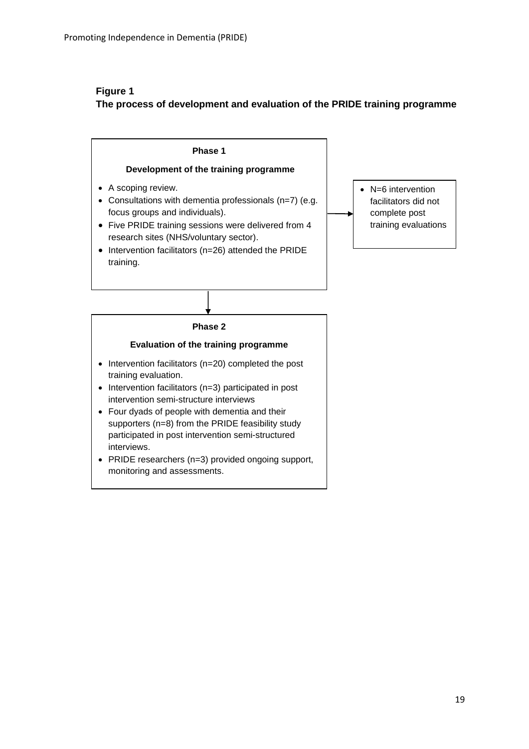**Figure 1**

**The process of development and evaluation of the PRIDE training programme**

**Phase 1**

**Development of the training programme**

- A scoping review.
- Consultations with dementia professionals (n=7) (e.g. focus groups and individuals).
- Five PRIDE training sessions were delivered from 4 research sites (NHS/voluntary sector).
- Intervention facilitators (n=26) attended the PRIDE training.

→

- N=6 intervention facilitators did not complete post training evaluations

↓

**Phase 2**

**Evaluation of the training programme**

- Intervention facilitators (n=20) completed the post training evaluation.
- Intervention facilitators (n=3) participated in post intervention semi-structure interviews
- Four dyads of people with dementia and their supporters (n=8) from the PRIDE feasibility study participated in post intervention semi-structured interviews.
- PRIDE researchers (n=3) provided ongoing support, monitoring and assessments.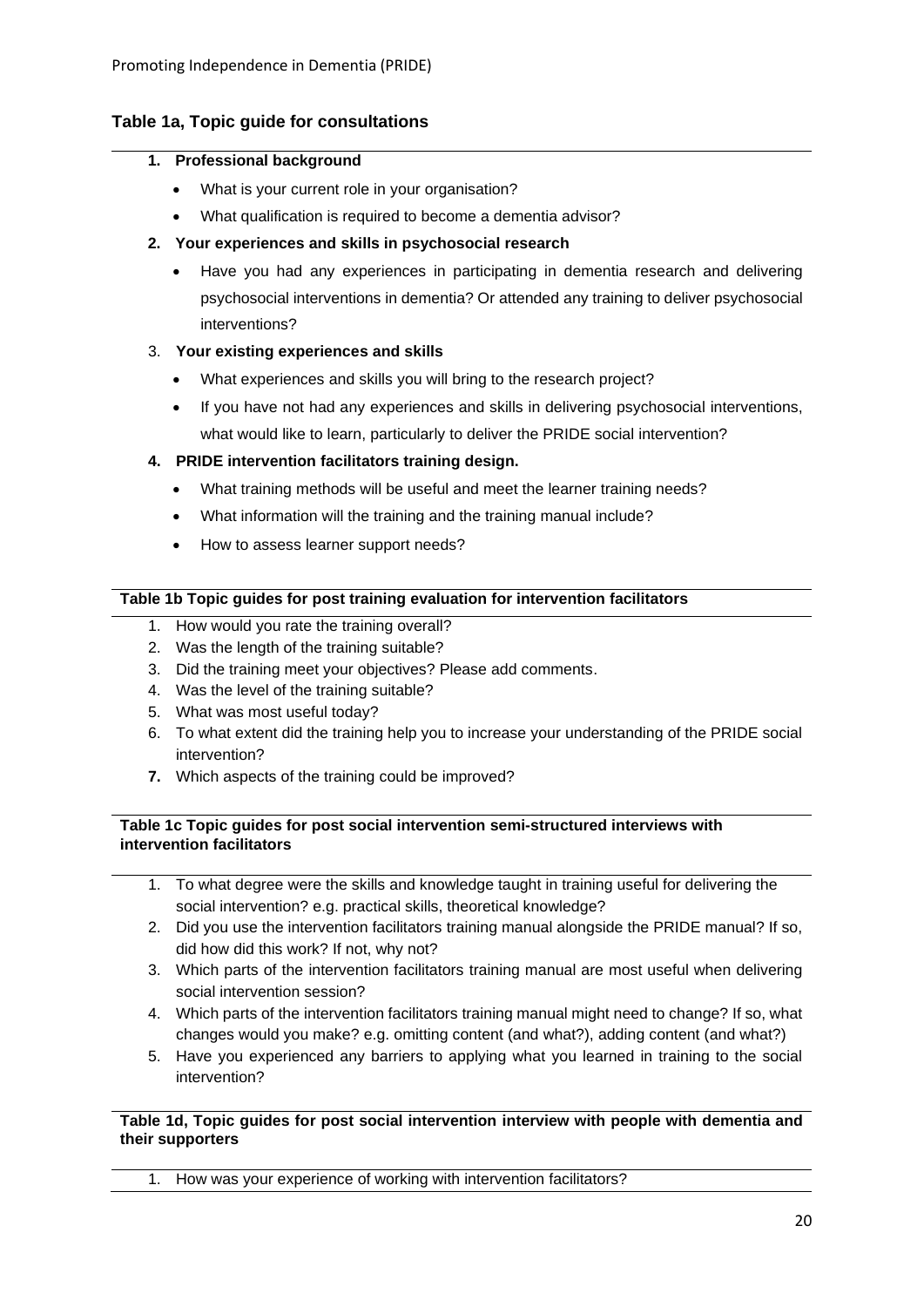## Table 1a, Topic guide for consultations

**1. Professional background**

- What is your current role in your organisation?
- What qualification is required to become a dementia advisor?

**2. Your experiences and skills in psychosocial research**

- Have you had any experiences in participating in dementia research and delivering psychosocial interventions in dementia? Or attended any training to deliver psychosocial interventions?

3. **Your existing experiences and skills**

- What experiences and skills you will bring to the research project?
- If you have not had any experiences and skills in delivering psychosocial interventions, what would like to learn, particularly to deliver the PRIDE social intervention?

**4. PRIDE intervention facilitators training design.**

- What training methods will be useful and meet the learner training needs?
- What information will the training and the training manual include?
- How to assess learner support needs?

**Table 1b Topic guides for post training evaluation for intervention facilitators**

1. How would you rate the training overall?
2. Was the length of the training suitable?
3. Did the training meet your objectives? Please add comments.
4. Was the level of the training suitable?
5. What was most useful today?
6. To what extent did the training help you to increase your understanding of the PRIDE social intervention?
7. Which aspects of the training could be improved?

**Table 1c Topic guides for post social intervention semi-structured interviews with intervention facilitators**

1. To what degree were the skills and knowledge taught in training useful for delivering the social intervention? e.g. practical skills, theoretical knowledge?
2. Did you use the intervention facilitators training manual alongside the PRIDE manual? If so, did how did this work? If not, why not?
3. Which parts of the intervention facilitators training manual are most useful when delivering social intervention session?
4. Which parts of the intervention facilitators training manual might need to change? If so, what changes would you make? e.g. omitting content (and what?), adding content (and what?)
5. Have you experienced any barriers to applying what you learned in training to the social intervention?

**Table 1d, Topic guides for post social intervention interview with people with dementia and their supporters**

1. How was your experience of working with intervention facilitators?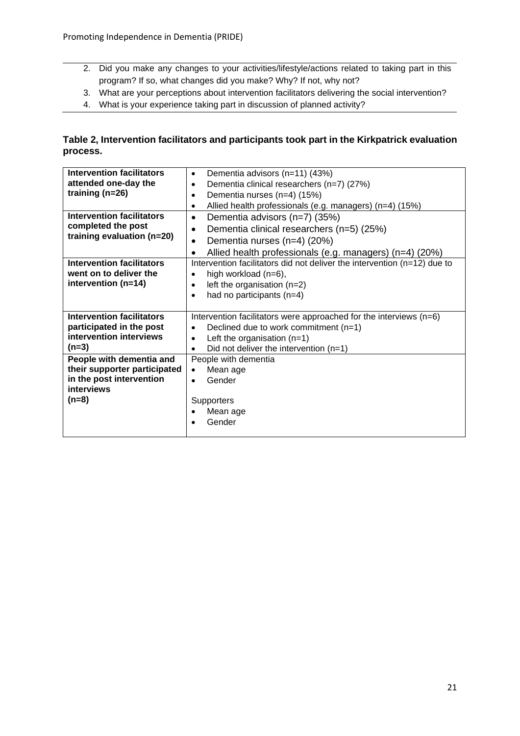2. Did you make any changes to your activities/lifestyle/actions related to taking part in this program? If so, what changes did you make? Why? If not, why not?
3. What are your perceptions about intervention facilitators delivering the social intervention?
4. What is your experience taking part in discussion of planned activity?

**Table 2, Intervention facilitators and participants took part in the Kirkpatrick evaluation process.**

| | |
|---|---|
| **Intervention facilitators attended one-day the training (n=26)** | • Dementia advisors (n=11) (43%)<br>• Dementia clinical researchers (n=7) (27%)<br>• Dementia nurses (n=4) (15%)<br>• Allied health professionals (e.g. managers) (n=4) (15%) |
| **Intervention facilitators completed the post training evaluation (n=20)** | • Dementia advisors (n=7) (35%)<br>• Dementia clinical researchers (n=5) (25%)<br>• Dementia nurses (n=4) (20%)<br>• Allied health professionals (e.g. managers) (n=4) (20%) |
| **Intervention facilitators went on to deliver the intervention (n=14)** | Intervention facilitators did not deliver the intervention (n=12) due to<br>• high workload (n=6),<br>• left the organisation (n=2)<br>• had no participants (n=4) |
| **Intervention facilitators participated in the post intervention interviews (n=3)** | Intervention facilitators were approached for the interviews (n=6)<br>• Declined due to work commitment (n=1)<br>• Left the organisation (n=1)<br>• Did not deliver the intervention (n=1) |
| **People with dementia and their supporter participated in the post intervention interviews (n=8)** | People with dementia<br>• Mean age<br>• Gender<br><br>Supporters<br>• Mean age<br>• Gender |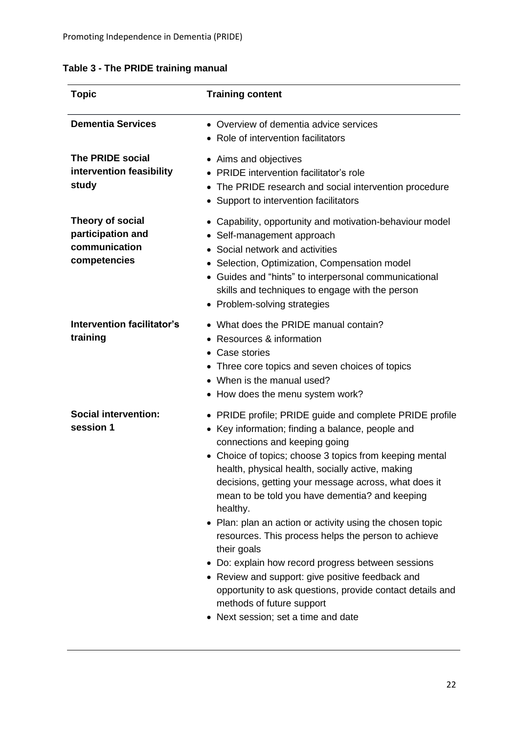**Table 3 - The PRIDE training manual**

| Topic | Training content |
| --- | --- |
| **Dementia Services** | • Overview of dementia advice services<br>• Role of intervention facilitators |
| **The PRIDE social intervention feasibility study** | • Aims and objectives<br>• PRIDE intervention facilitator's role<br>• The PRIDE research and social intervention procedure<br>• Support to intervention facilitators |
| **Theory of social participation and communication competencies** | • Capability, opportunity and motivation-behaviour model<br>• Self-management approach<br>• Social network and activities<br>• Selection, Optimization, Compensation model<br>• Guides and "hints" to interpersonal communicational skills and techniques to engage with the person<br>• Problem-solving strategies |
| **Intervention facilitator's training** | • What does the PRIDE manual contain?<br>• Resources & information<br>• Case stories<br>• Three core topics and seven choices of topics<br>• When is the manual used?<br>• How does the menu system work? |
| **Social intervention: session 1** | • PRIDE profile; PRIDE guide and complete PRIDE profile<br>• Key information; finding a balance, people and connections and keeping going<br>• Choice of topics; choose 3 topics from keeping mental health, physical health, socially active, making decisions, getting your message across, what does it mean to be told you have dementia? and keeping healthy.<br>• Plan: plan an action or activity using the chosen topic resources. This process helps the person to achieve their goals<br>• Do: explain how record progress between sessions<br>• Review and support: give positive feedback and opportunity to ask questions, provide contact details and methods of future support<br>• Next session; set a time and date |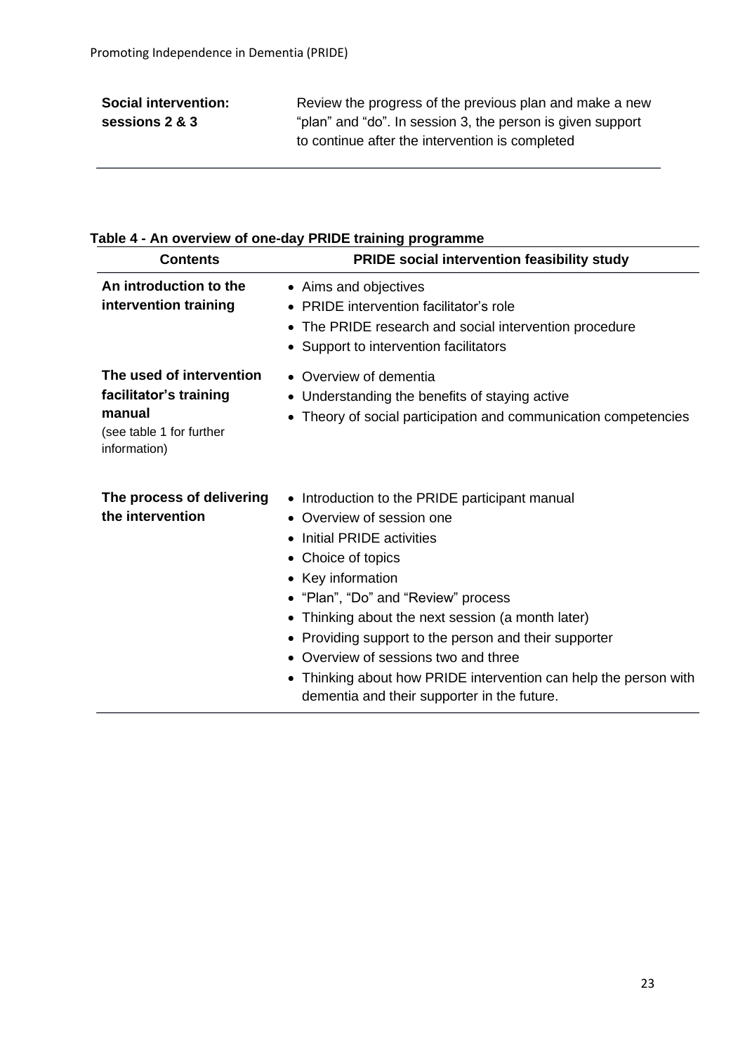| | |
|---|---|
| **Social intervention: sessions 2 & 3** | Review the progress of the previous plan and make a new "plan" and "do". In session 3, the person is given support to continue after the intervention is completed |

**Table 4 - An overview of one-day PRIDE training programme**

| Contents | PRIDE social intervention feasibility study |
|---|---|
| **An introduction to the intervention training** | • Aims and objectives<br>• PRIDE intervention facilitator's role<br>• The PRIDE research and social intervention procedure<br>• Support to intervention facilitators |
| **The used of intervention facilitator's training manual** (see table 1 for further information) | • Overview of dementia<br>• Understanding the benefits of staying active<br>• Theory of social participation and communication competencies |
| **The process of delivering the intervention** | • Introduction to the PRIDE participant manual<br>• Overview of session one<br>• Initial PRIDE activities<br>• Choice of topics<br>• Key information<br>• "Plan", "Do" and "Review" process<br>• Thinking about the next session (a month later)<br>• Providing support to the person and their supporter<br>• Overview of sessions two and three<br>• Thinking about how PRIDE intervention can help the person with dementia and their supporter in the future. |